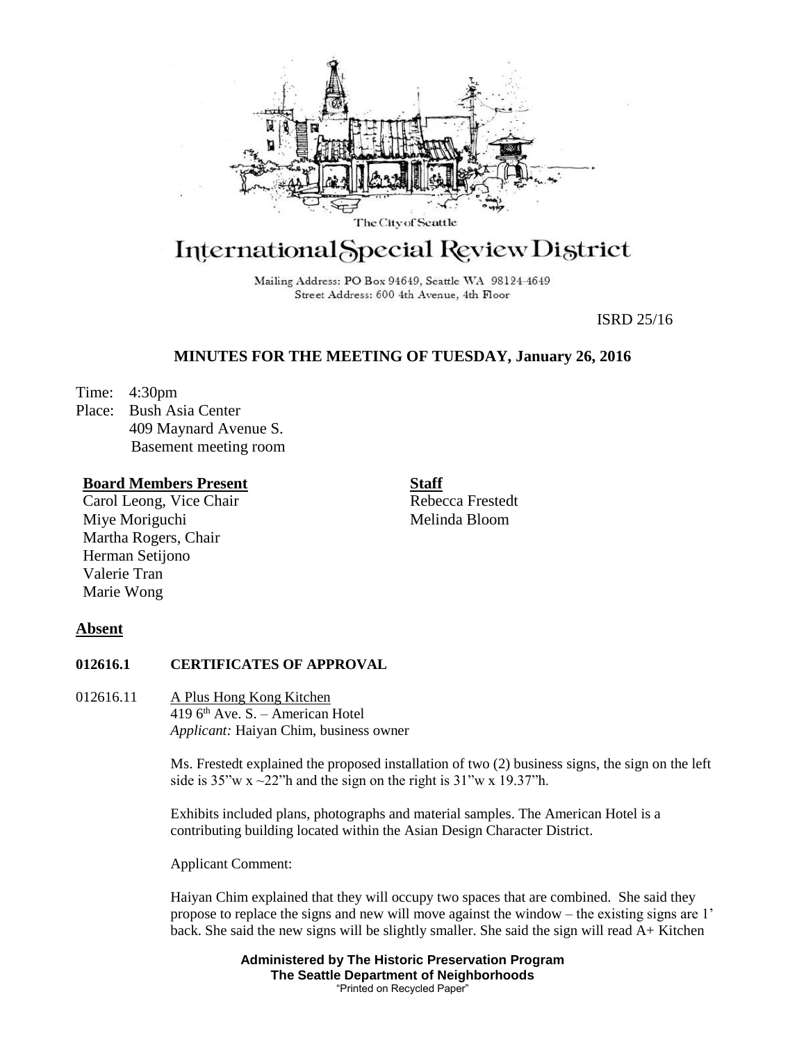The City of Seattle

# International Special Review District

Mailing Address: PO Box 94649, Seattle WA 98124-4649
Street Address: 600 4th Avenue, 4th Floor

ISRD 25/16

## MINUTES FOR THE MEETING OF TUESDAY, January 26, 2016

Time: 4:30pm
Place: Bush Asia Center
409 Maynard Avenue S.
Basement meeting room

**Board Members Present**
Carol Leong, Vice Chair
Miye Moriguchi
Martha Rogers, Chair
Herman Setijono
Valerie Tran
Marie Wong

**Staff**
Rebecca Frestedt
Melinda Bloom

**Absent**

**012616.1 CERTIFICATES OF APPROVAL**

012616.11 A Plus Hong Kong Kitchen
419 6th Ave. S. – American Hotel
*Applicant:* Haiyan Chim, business owner

Ms. Frestedt explained the proposed installation of two (2) business signs, the sign on the left side is 35"w x ~22"h and the sign on the right is 31"w x 19.37"h.

Exhibits included plans, photographs and material samples. The American Hotel is a contributing building located within the Asian Design Character District.

Applicant Comment:

Haiyan Chim explained that they will occupy two spaces that are combined. She said they propose to replace the signs and new will move against the window – the existing signs are 1' back. She said the new signs will be slightly smaller. She said the sign will read A+ Kitchen

**Administered by The Historic Preservation Program**
**The Seattle Department of Neighborhoods**
"Printed on Recycled Paper"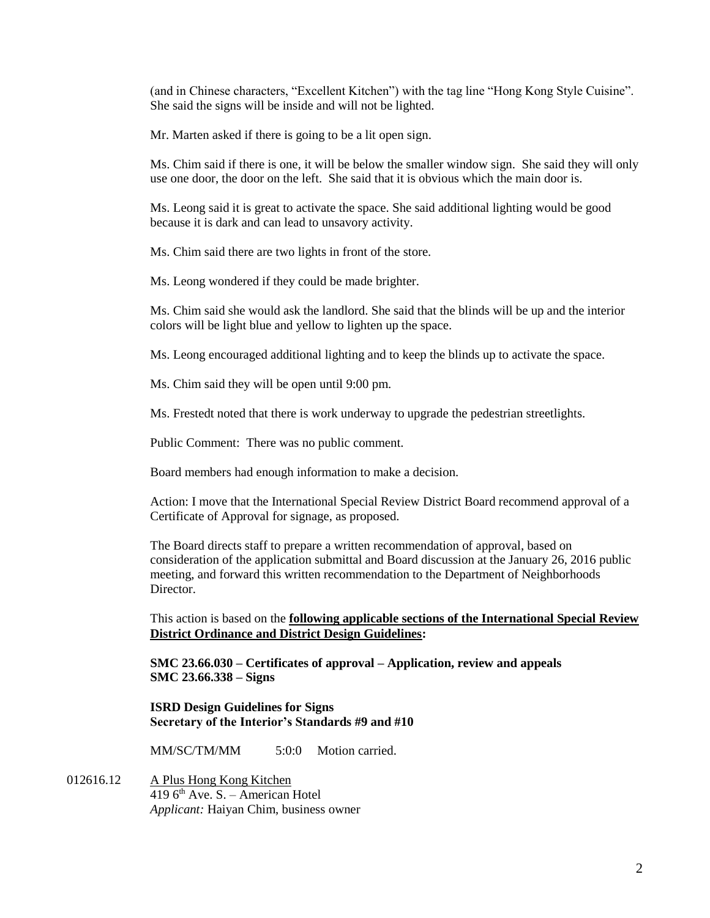(and in Chinese characters, "Excellent Kitchen") with the tag line "Hong Kong Style Cuisine". She said the signs will be inside and will not be lighted.

Mr. Marten asked if there is going to be a lit open sign.

Ms. Chim said if there is one, it will be below the smaller window sign. She said they will only use one door, the door on the left. She said that it is obvious which the main door is.

Ms. Leong said it is great to activate the space. She said additional lighting would be good because it is dark and can lead to unsavory activity.

Ms. Chim said there are two lights in front of the store.

Ms. Leong wondered if they could be made brighter.

Ms. Chim said she would ask the landlord. She said that the blinds will be up and the interior colors will be light blue and yellow to lighten up the space.

Ms. Leong encouraged additional lighting and to keep the blinds up to activate the space.

Ms. Chim said they will be open until 9:00 pm.

Ms. Frestedt noted that there is work underway to upgrade the pedestrian streetlights.

Public Comment: There was no public comment.

Board members had enough information to make a decision.

Action: I move that the International Special Review District Board recommend approval of a Certificate of Approval for signage, as proposed.

The Board directs staff to prepare a written recommendation of approval, based on consideration of the application submittal and Board discussion at the January 26, 2016 public meeting, and forward this written recommendation to the Department of Neighborhoods Director.

This action is based on the **following applicable sections of the International Special Review District Ordinance and District Design Guidelines:**

**SMC 23.66.030 – Certificates of approval – Application, review and appeals**
**SMC 23.66.338 – Signs**

**ISRD Design Guidelines for Signs**
**Secretary of the Interior's Standards #9 and #10**

MM/SC/TM/MM    5:0:0    Motion carried.

012616.12    A Plus Hong Kong Kitchen
419 6th Ave. S. – American Hotel
*Applicant:* Haiyan Chim, business owner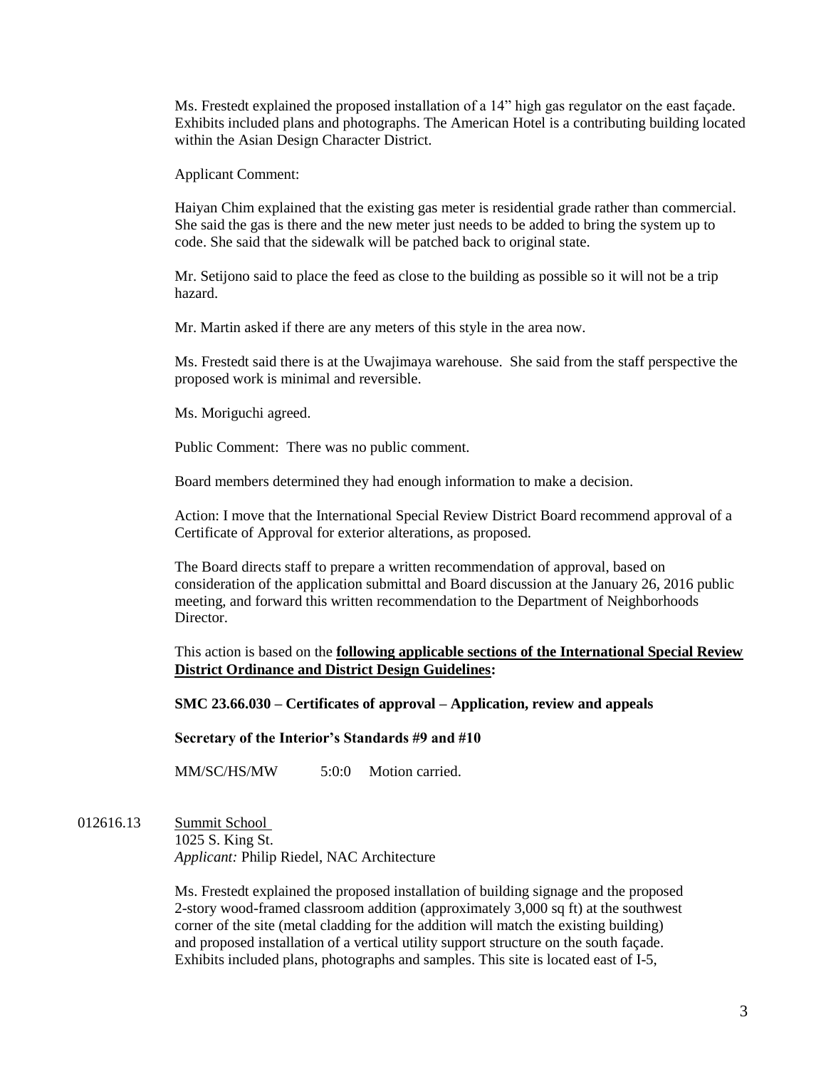Ms. Frestedt explained the proposed installation of a 14" high gas regulator on the east façade. Exhibits included plans and photographs. The American Hotel is a contributing building located within the Asian Design Character District.

Applicant Comment:

Haiyan Chim explained that the existing gas meter is residential grade rather than commercial. She said the gas is there and the new meter just needs to be added to bring the system up to code. She said that the sidewalk will be patched back to original state.

Mr. Setijono said to place the feed as close to the building as possible so it will not be a trip hazard.

Mr. Martin asked if there are any meters of this style in the area now.

Ms. Frestedt said there is at the Uwajimaya warehouse. She said from the staff perspective the proposed work is minimal and reversible.

Ms. Moriguchi agreed.

Public Comment: There was no public comment.

Board members determined they had enough information to make a decision.

Action: I move that the International Special Review District Board recommend approval of a Certificate of Approval for exterior alterations, as proposed.

The Board directs staff to prepare a written recommendation of approval, based on consideration of the application submittal and Board discussion at the January 26, 2016 public meeting, and forward this written recommendation to the Department of Neighborhoods Director.

This action is based on the **following applicable sections of the International Special Review District Ordinance and District Design Guidelines:**

**SMC 23.66.030 – Certificates of approval – Application, review and appeals**

**Secretary of the Interior's Standards #9 and #10**

MM/SC/HS/MW 5:0:0 Motion carried.

012616.13 Summit School
1025 S. King St.
*Applicant:* Philip Riedel, NAC Architecture

Ms. Frestedt explained the proposed installation of building signage and the proposed 2-story wood-framed classroom addition (approximately 3,000 sq ft) at the southwest corner of the site (metal cladding for the addition will match the existing building) and proposed installation of a vertical utility support structure on the south façade. Exhibits included plans, photographs and samples. This site is located east of I-5,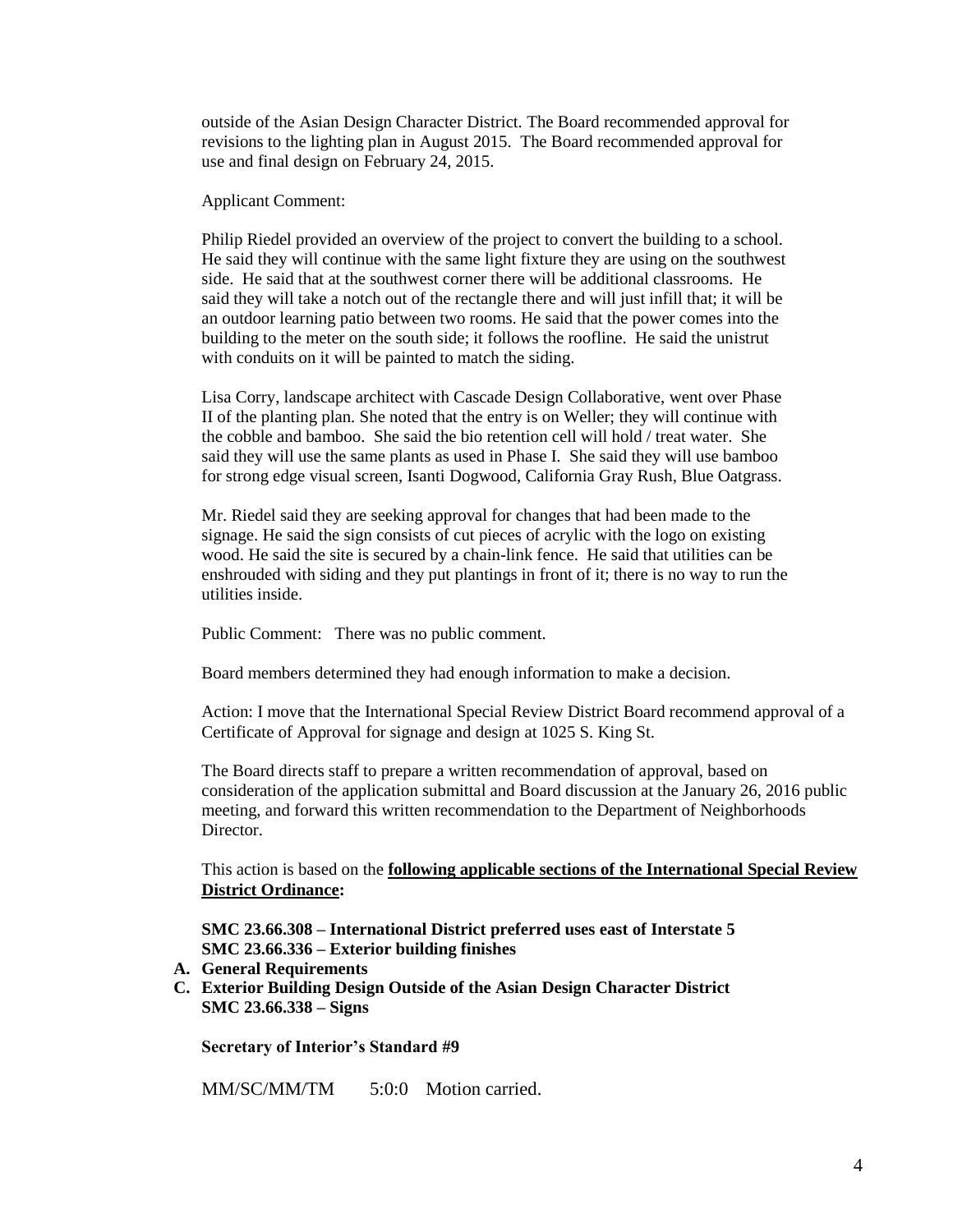outside of the Asian Design Character District. The Board recommended approval for revisions to the lighting plan in August 2015. The Board recommended approval for use and final design on February 24, 2015.

Applicant Comment:

Philip Riedel provided an overview of the project to convert the building to a school. He said they will continue with the same light fixture they are using on the southwest side. He said that at the southwest corner there will be additional classrooms. He said they will take a notch out of the rectangle there and will just infill that; it will be an outdoor learning patio between two rooms. He said that the power comes into the building to the meter on the south side; it follows the roofline. He said the unistrut with conduits on it will be painted to match the siding.

Lisa Corry, landscape architect with Cascade Design Collaborative, went over Phase II of the planting plan. She noted that the entry is on Weller; they will continue with the cobble and bamboo. She said the bio retention cell will hold / treat water. She said they will use the same plants as used in Phase I. She said they will use bamboo for strong edge visual screen, Isanti Dogwood, California Gray Rush, Blue Oatgrass.

Mr. Riedel said they are seeking approval for changes that had been made to the signage. He said the sign consists of cut pieces of acrylic with the logo on existing wood. He said the site is secured by a chain-link fence. He said that utilities can be enshrouded with siding and they put plantings in front of it; there is no way to run the utilities inside.

Public Comment: There was no public comment.

Board members determined they had enough information to make a decision.

Action: I move that the International Special Review District Board recommend approval of a Certificate of Approval for signage and design at 1025 S. King St.

The Board directs staff to prepare a written recommendation of approval, based on consideration of the application submittal and Board discussion at the January 26, 2016 public meeting, and forward this written recommendation to the Department of Neighborhoods Director.

This action is based on the **following applicable sections of the International Special Review District Ordinance:**

**SMC 23.66.308 – International District preferred uses east of Interstate 5**
**SMC 23.66.336 – Exterior building finishes**

**A. General Requirements**
**C. Exterior Building Design Outside of the Asian Design Character District**

**SMC 23.66.338 – Signs**

**Secretary of Interior's Standard #9**

MM/SC/MM/TM 5:0:0 Motion carried.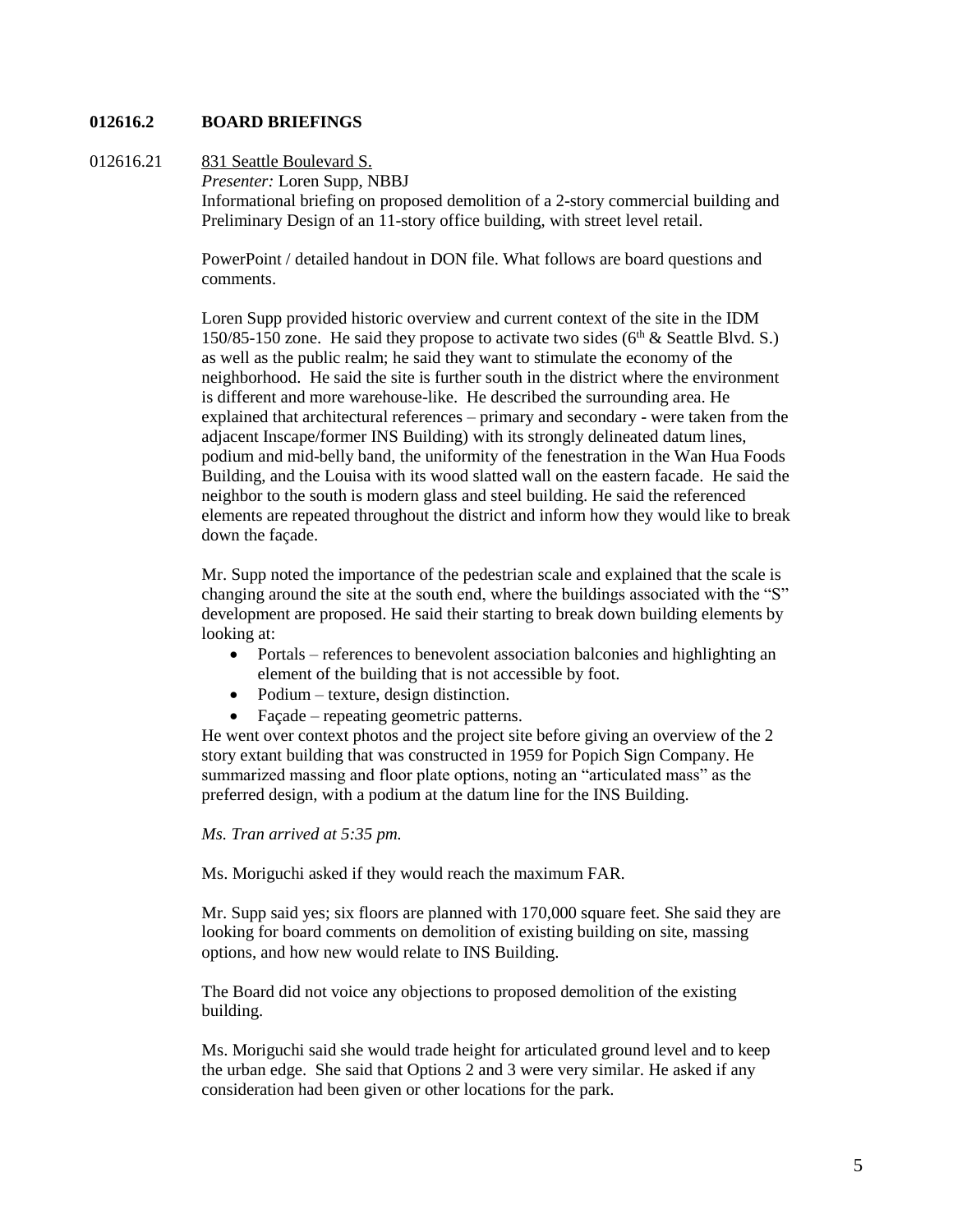**012616.2 BOARD BRIEFINGS**

012616.21 831 Seattle Boulevard S.

*Presenter:* Loren Supp, NBBJ

Informational briefing on proposed demolition of a 2-story commercial building and Preliminary Design of an 11-story office building, with street level retail.

PowerPoint / detailed handout in DON file. What follows are board questions and comments.

Loren Supp provided historic overview and current context of the site in the IDM 150/85-150 zone. He said they propose to activate two sides (6th & Seattle Blvd. S.) as well as the public realm; he said they want to stimulate the economy of the neighborhood. He said the site is further south in the district where the environment is different and more warehouse-like. He described the surrounding area. He explained that architectural references – primary and secondary - were taken from the adjacent Inscape/former INS Building) with its strongly delineated datum lines, podium and mid-belly band, the uniformity of the fenestration in the Wan Hua Foods Building, and the Louisa with its wood slatted wall on the eastern facade. He said the neighbor to the south is modern glass and steel building. He said the referenced elements are repeated throughout the district and inform how they would like to break down the façade.

Mr. Supp noted the importance of the pedestrian scale and explained that the scale is changing around the site at the south end, where the buildings associated with the "S" development are proposed. He said their starting to break down building elements by looking at:

- Portals – references to benevolent association balconies and highlighting an element of the building that is not accessible by foot.
- Podium – texture, design distinction.
- Façade – repeating geometric patterns.

He went over context photos and the project site before giving an overview of the 2 story extant building that was constructed in 1959 for Popich Sign Company. He summarized massing and floor plate options, noting an "articulated mass" as the preferred design, with a podium at the datum line for the INS Building.

*Ms. Tran arrived at 5:35 pm.*

Ms. Moriguchi asked if they would reach the maximum FAR.

Mr. Supp said yes; six floors are planned with 170,000 square feet. She said they are looking for board comments on demolition of existing building on site, massing options, and how new would relate to INS Building.

The Board did not voice any objections to proposed demolition of the existing building.

Ms. Moriguchi said she would trade height for articulated ground level and to keep the urban edge. She said that Options 2 and 3 were very similar. He asked if any consideration had been given or other locations for the park.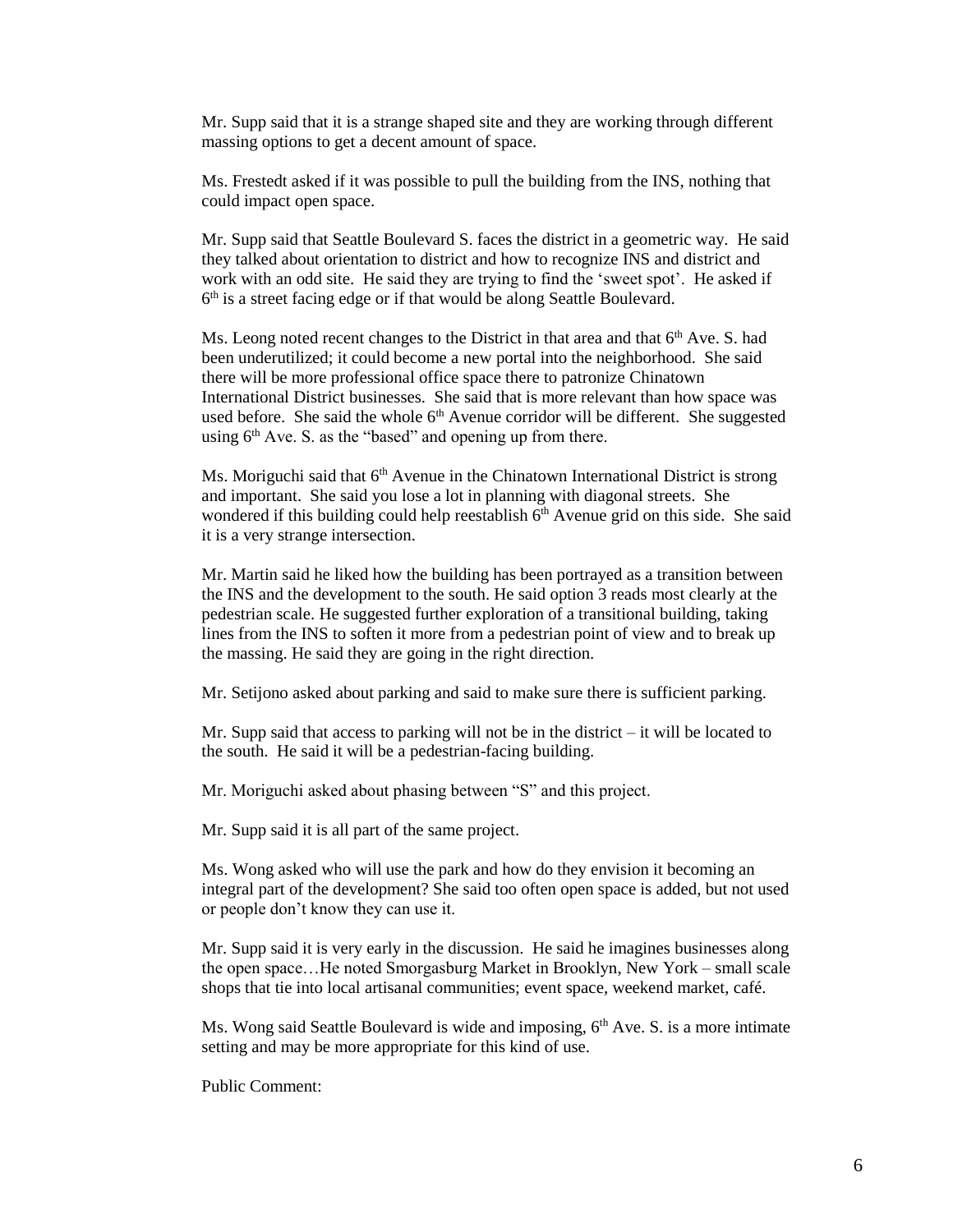Mr. Supp said that it is a strange shaped site and they are working through different massing options to get a decent amount of space.

Ms. Frestedt asked if it was possible to pull the building from the INS, nothing that could impact open space.

Mr. Supp said that Seattle Boulevard S. faces the district in a geometric way. He said they talked about orientation to district and how to recognize INS and district and work with an odd site. He said they are trying to find the 'sweet spot'. He asked if 6th is a street facing edge or if that would be along Seattle Boulevard.

Ms. Leong noted recent changes to the District in that area and that 6th Ave. S. had been underutilized; it could become a new portal into the neighborhood. She said there will be more professional office space there to patronize Chinatown International District businesses. She said that is more relevant than how space was used before. She said the whole 6th Avenue corridor will be different. She suggested using 6th Ave. S. as the "based" and opening up from there.

Ms. Moriguchi said that 6th Avenue in the Chinatown International District is strong and important. She said you lose a lot in planning with diagonal streets. She wondered if this building could help reestablish 6th Avenue grid on this side. She said it is a very strange intersection.

Mr. Martin said he liked how the building has been portrayed as a transition between the INS and the development to the south. He said option 3 reads most clearly at the pedestrian scale. He suggested further exploration of a transitional building, taking lines from the INS to soften it more from a pedestrian point of view and to break up the massing. He said they are going in the right direction.

Mr. Setijono asked about parking and said to make sure there is sufficient parking.

Mr. Supp said that access to parking will not be in the district – it will be located to the south. He said it will be a pedestrian-facing building.

Mr. Moriguchi asked about phasing between "S" and this project.

Mr. Supp said it is all part of the same project.

Ms. Wong asked who will use the park and how do they envision it becoming an integral part of the development? She said too often open space is added, but not used or people don't know they can use it.

Mr. Supp said it is very early in the discussion. He said he imagines businesses along the open space…He noted Smorgasburg Market in Brooklyn, New York – small scale shops that tie into local artisanal communities; event space, weekend market, café.

Ms. Wong said Seattle Boulevard is wide and imposing, 6th Ave. S. is a more intimate setting and may be more appropriate for this kind of use.

Public Comment: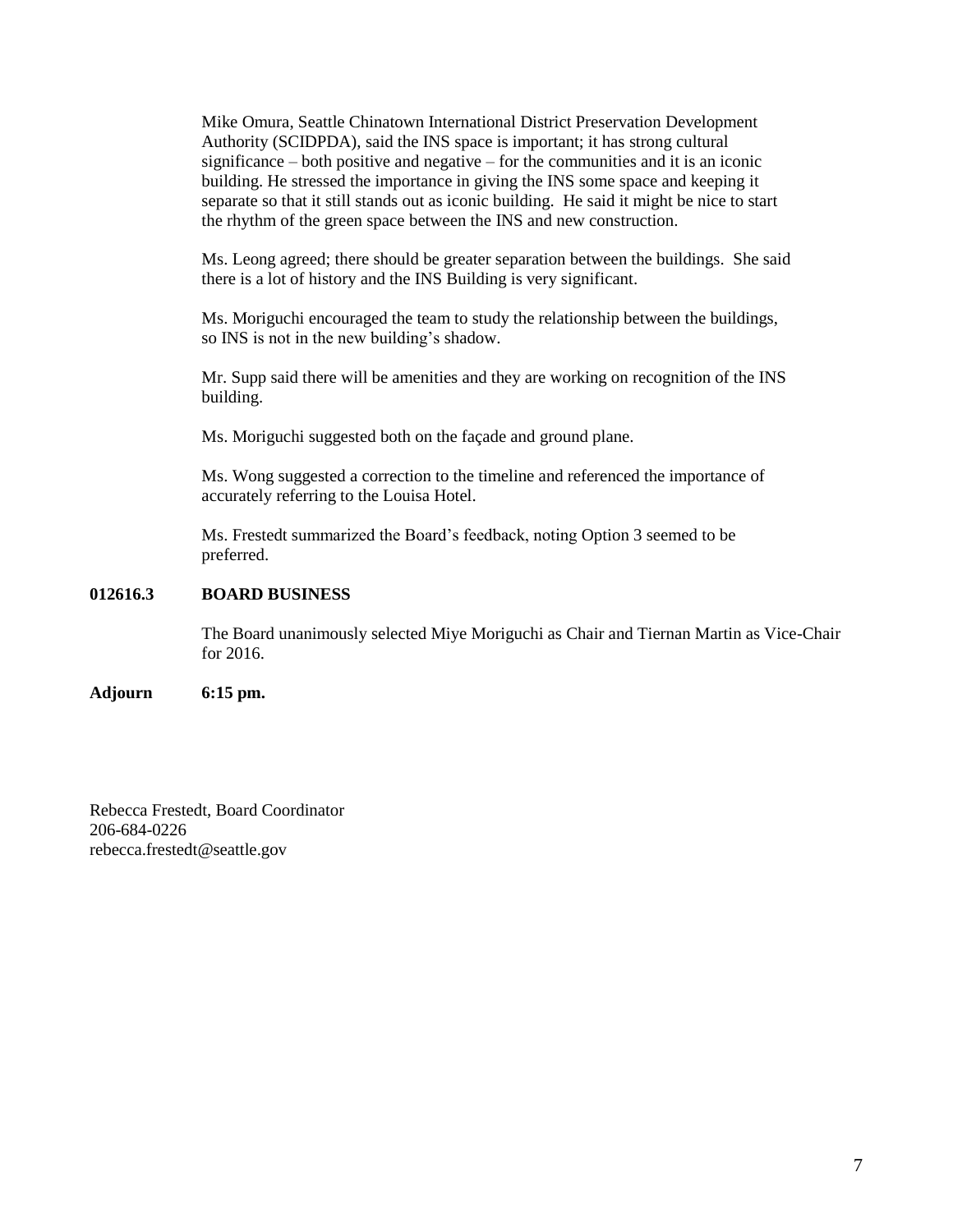Mike Omura, Seattle Chinatown International District Preservation Development Authority (SCIDPDA), said the INS space is important; it has strong cultural significance – both positive and negative – for the communities and it is an iconic building. He stressed the importance in giving the INS some space and keeping it separate so that it still stands out as iconic building. He said it might be nice to start the rhythm of the green space between the INS and new construction.

Ms. Leong agreed; there should be greater separation between the buildings. She said there is a lot of history and the INS Building is very significant.

Ms. Moriguchi encouraged the team to study the relationship between the buildings, so INS is not in the new building's shadow.

Mr. Supp said there will be amenities and they are working on recognition of the INS building.

Ms. Moriguchi suggested both on the façade and ground plane.

Ms. Wong suggested a correction to the timeline and referenced the importance of accurately referring to the Louisa Hotel.

Ms. Frestedt summarized the Board's feedback, noting Option 3 seemed to be preferred.

**012616.3 BOARD BUSINESS**

The Board unanimously selected Miye Moriguchi as Chair and Tiernan Martin as Vice-Chair for 2016.

**Adjourn 6:15 pm.**

Rebecca Frestedt, Board Coordinator
206-684-0226
rebecca.frestedt@seattle.gov